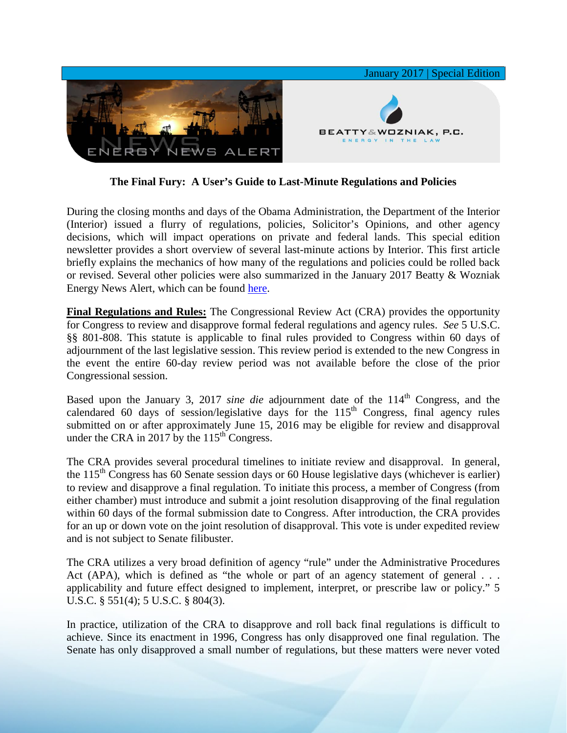January 2017 | Special Edition

ENERGY NEWS ALERT

BEATTY & WOZNIAK, P.C.
ENERGY IN THE LAW

**The Final Fury: A User's Guide to Last-Minute Regulations and Policies**

During the closing months and days of the Obama Administration, the Department of the Interior (Interior) issued a flurry of regulations, policies, Solicitor's Opinions, and other agency decisions, which will impact operations on private and federal lands. This special edition newsletter provides a short overview of several last-minute actions by Interior. This first article briefly explains the mechanics of how many of the regulations and policies could be rolled back or revised. Several other policies were also summarized in the January 2017 Beatty & Wozniak Energy News Alert, which can be found here.

**Final Regulations and Rules:** The Congressional Review Act (CRA) provides the opportunity for Congress to review and disapprove formal federal regulations and agency rules. *See* 5 U.S.C. §§ 801-808. This statute is applicable to final rules provided to Congress within 60 days of adjournment of the last legislative session. This review period is extended to the new Congress in the event the entire 60-day review period was not available before the close of the prior Congressional session.

Based upon the January 3, 2017 *sine die* adjournment date of the 114th Congress, and the calendared 60 days of session/legislative days for the 115th Congress, final agency rules submitted on or after approximately June 15, 2016 may be eligible for review and disapproval under the CRA in 2017 by the 115th Congress.

The CRA provides several procedural timelines to initiate review and disapproval. In general, the 115th Congress has 60 Senate session days or 60 House legislative days (whichever is earlier) to review and disapprove a final regulation. To initiate this process, a member of Congress (from either chamber) must introduce and submit a joint resolution disapproving of the final regulation within 60 days of the formal submission date to Congress. After introduction, the CRA provides for an up or down vote on the joint resolution of disapproval. This vote is under expedited review and is not subject to Senate filibuster.

The CRA utilizes a very broad definition of agency "rule" under the Administrative Procedures Act (APA), which is defined as "the whole or part of an agency statement of general . . . applicability and future effect designed to implement, interpret, or prescribe law or policy." 5 U.S.C. § 551(4); 5 U.S.C. § 804(3).

In practice, utilization of the CRA to disapprove and roll back final regulations is difficult to achieve. Since its enactment in 1996, Congress has only disapproved one final regulation. The Senate has only disapproved a small number of regulations, but these matters were never voted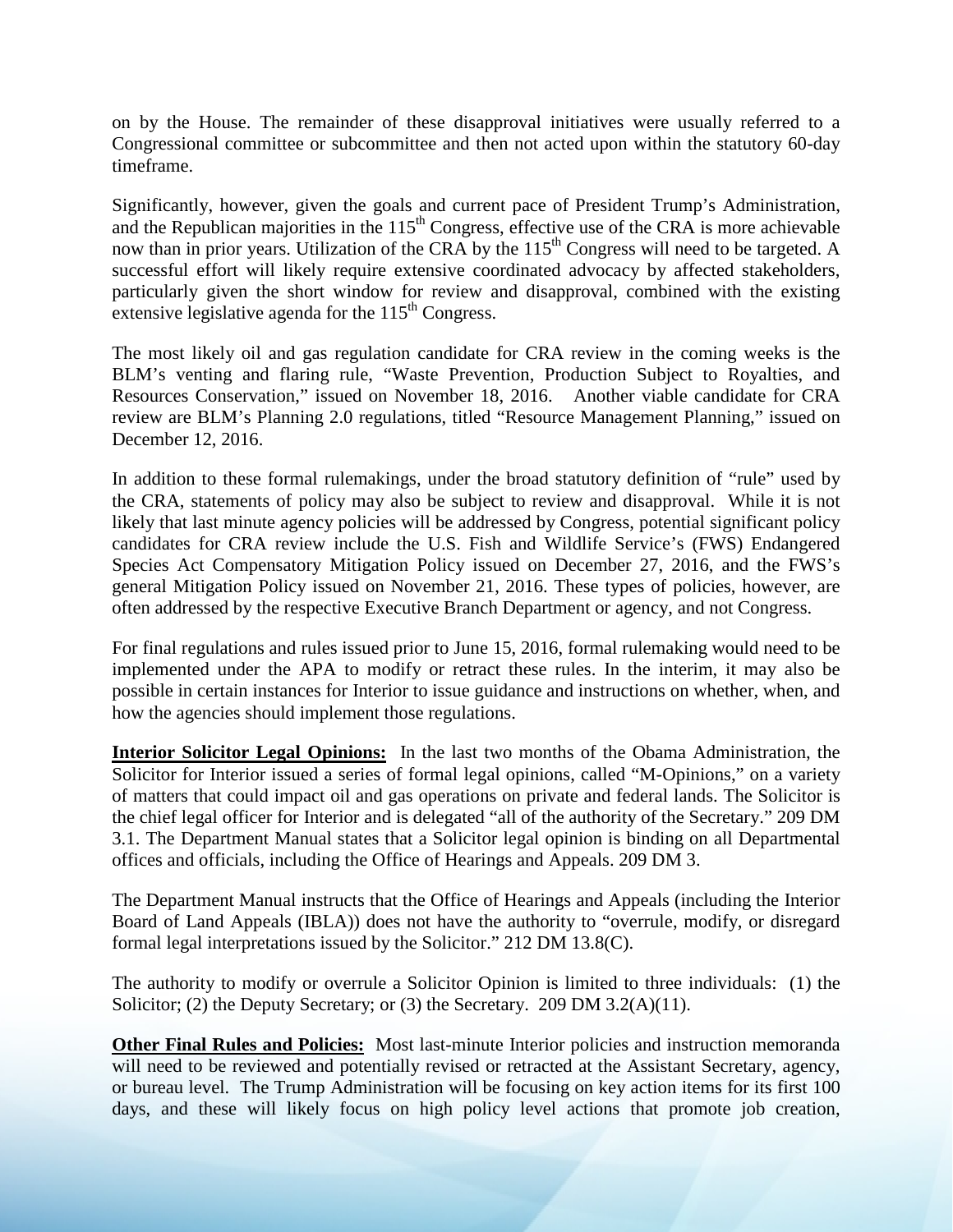on by the House. The remainder of these disapproval initiatives were usually referred to a Congressional committee or subcommittee and then not acted upon within the statutory 60-day timeframe.

Significantly, however, given the goals and current pace of President Trump's Administration, and the Republican majorities in the 115th Congress, effective use of the CRA is more achievable now than in prior years. Utilization of the CRA by the 115th Congress will need to be targeted. A successful effort will likely require extensive coordinated advocacy by affected stakeholders, particularly given the short window for review and disapproval, combined with the existing extensive legislative agenda for the 115th Congress.

The most likely oil and gas regulation candidate for CRA review in the coming weeks is the BLM's venting and flaring rule, "Waste Prevention, Production Subject to Royalties, and Resources Conservation," issued on November 18, 2016. Another viable candidate for CRA review are BLM's Planning 2.0 regulations, titled "Resource Management Planning," issued on December 12, 2016.

In addition to these formal rulemakings, under the broad statutory definition of "rule" used by the CRA, statements of policy may also be subject to review and disapproval. While it is not likely that last minute agency policies will be addressed by Congress, potential significant policy candidates for CRA review include the U.S. Fish and Wildlife Service's (FWS) Endangered Species Act Compensatory Mitigation Policy issued on December 27, 2016, and the FWS's general Mitigation Policy issued on November 21, 2016. These types of policies, however, are often addressed by the respective Executive Branch Department or agency, and not Congress.

For final regulations and rules issued prior to June 15, 2016, formal rulemaking would need to be implemented under the APA to modify or retract these rules. In the interim, it may also be possible in certain instances for Interior to issue guidance and instructions on whether, when, and how the agencies should implement those regulations.

**Interior Solicitor Legal Opinions:** In the last two months of the Obama Administration, the Solicitor for Interior issued a series of formal legal opinions, called "M-Opinions," on a variety of matters that could impact oil and gas operations on private and federal lands. The Solicitor is the chief legal officer for Interior and is delegated "all of the authority of the Secretary." 209 DM 3.1. The Department Manual states that a Solicitor legal opinion is binding on all Departmental offices and officials, including the Office of Hearings and Appeals. 209 DM 3.

The Department Manual instructs that the Office of Hearings and Appeals (including the Interior Board of Land Appeals (IBLA)) does not have the authority to "overrule, modify, or disregard formal legal interpretations issued by the Solicitor." 212 DM 13.8(C).

The authority to modify or overrule a Solicitor Opinion is limited to three individuals: (1) the Solicitor; (2) the Deputy Secretary; or (3) the Secretary. 209 DM 3.2(A)(11).

**Other Final Rules and Policies:** Most last-minute Interior policies and instruction memoranda will need to be reviewed and potentially revised or retracted at the Assistant Secretary, agency, or bureau level. The Trump Administration will be focusing on key action items for its first 100 days, and these will likely focus on high policy level actions that promote job creation,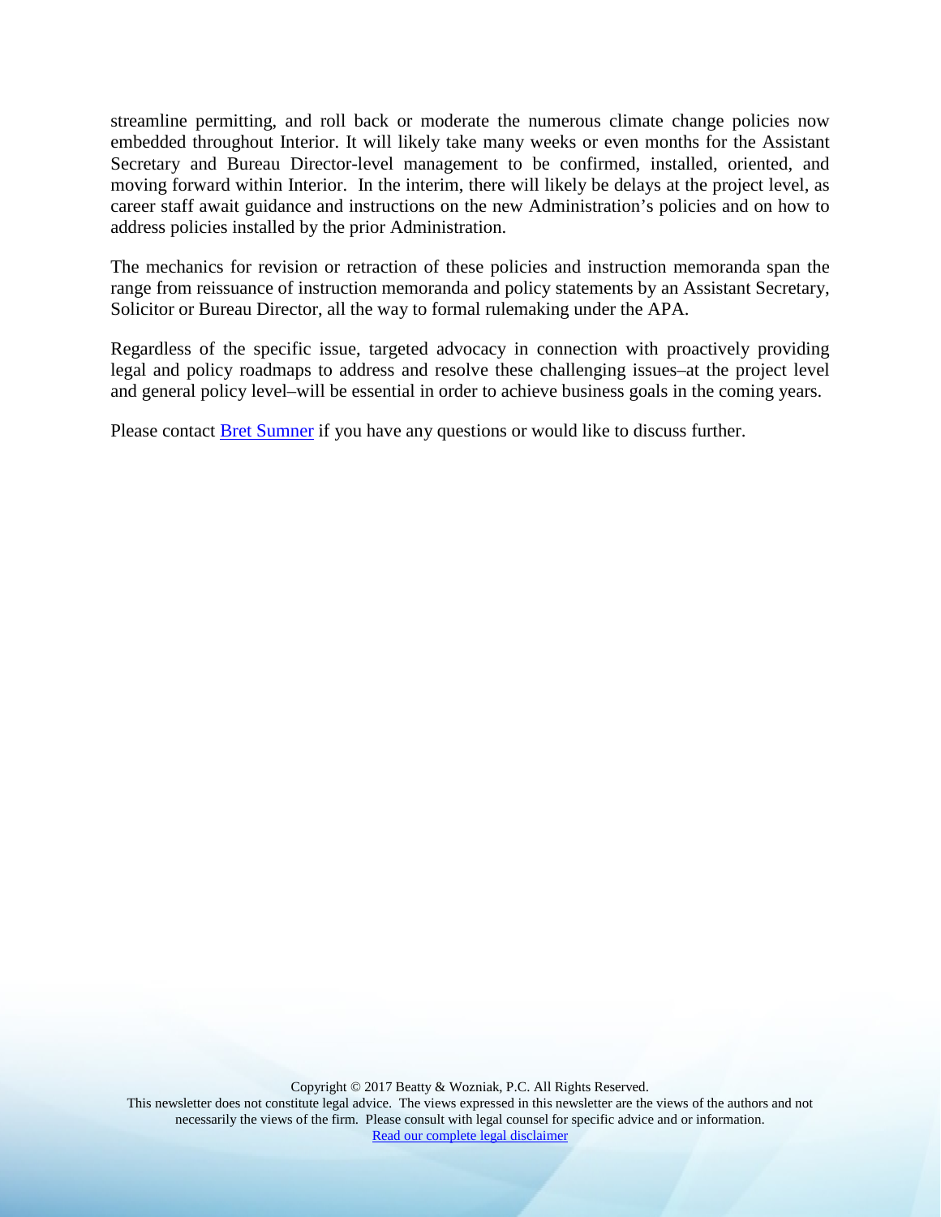streamline permitting, and roll back or moderate the numerous climate change policies now embedded throughout Interior. It will likely take many weeks or even months for the Assistant Secretary and Bureau Director-level management to be confirmed, installed, oriented, and moving forward within Interior. In the interim, there will likely be delays at the project level, as career staff await guidance and instructions on the new Administration's policies and on how to address policies installed by the prior Administration.

The mechanics for revision or retraction of these policies and instruction memoranda span the range from reissuance of instruction memoranda and policy statements by an Assistant Secretary, Solicitor or Bureau Director, all the way to formal rulemaking under the APA.

Regardless of the specific issue, targeted advocacy in connection with proactively providing legal and policy roadmaps to address and resolve these challenging issues–at the project level and general policy level–will be essential in order to achieve business goals in the coming years.

Please contact Bret Sumner if you have any questions or would like to discuss further.

Copyright © 2017 Beatty & Wozniak, P.C. All Rights Reserved.
This newsletter does not constitute legal advice. The views expressed in this newsletter are the views of the authors and not necessarily the views of the firm. Please consult with legal counsel for specific advice and or information.
Read our complete legal disclaimer